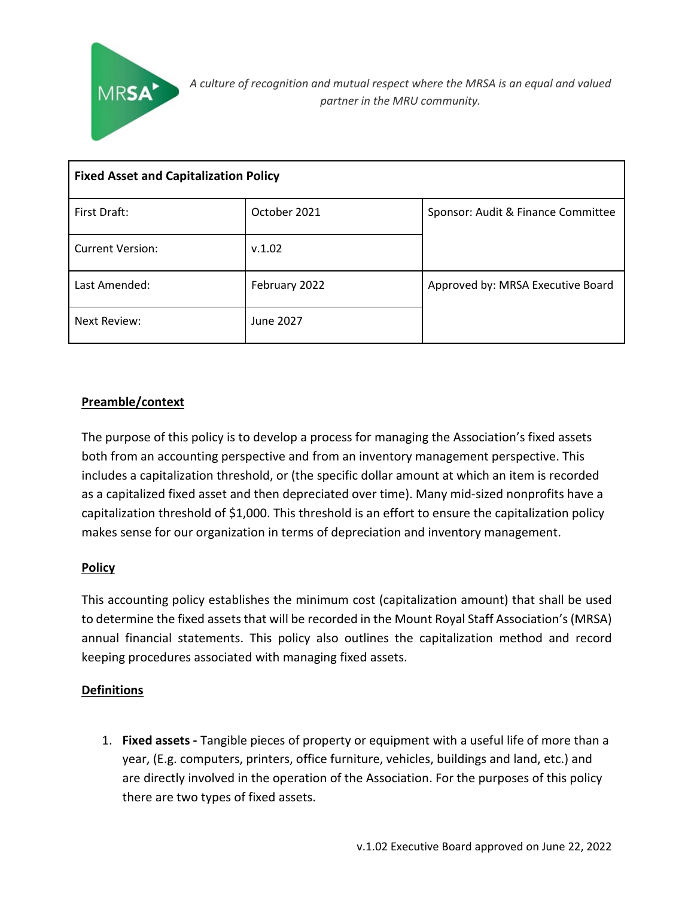*A culture of recognition and mutual respect where the MRSA is an equal and valued partner in the MRU community.*

| **Fixed Asset and Capitalization Policy** | | |
|---|---|---|
| First Draft: | October 2021 | Sponsor: Audit & Finance Committee |
| Current Version: | v.1.02 | |
| Last Amended: | February 2022 | Approved by: MRSA Executive Board |
| Next Review: | June 2027 | |

## Preamble/context

The purpose of this policy is to develop a process for managing the Association's fixed assets both from an accounting perspective and from an inventory management perspective. This includes a capitalization threshold, or (the specific dollar amount at which an item is recorded as a capitalized fixed asset and then depreciated over time). Many mid-sized nonprofits have a capitalization threshold of $1,000. This threshold is an effort to ensure the capitalization policy makes sense for our organization in terms of depreciation and inventory management.

## Policy

This accounting policy establishes the minimum cost (capitalization amount) that shall be used to determine the fixed assets that will be recorded in the Mount Royal Staff Association's (MRSA) annual financial statements. This policy also outlines the capitalization method and record keeping procedures associated with managing fixed assets.

## Definitions

1. **Fixed assets -** Tangible pieces of property or equipment with a useful life of more than a year, (E.g. computers, printers, office furniture, vehicles, buildings and land, etc.) and are directly involved in the operation of the Association. For the purposes of this policy there are two types of fixed assets.

v.1.02 Executive Board approved on June 22, 2022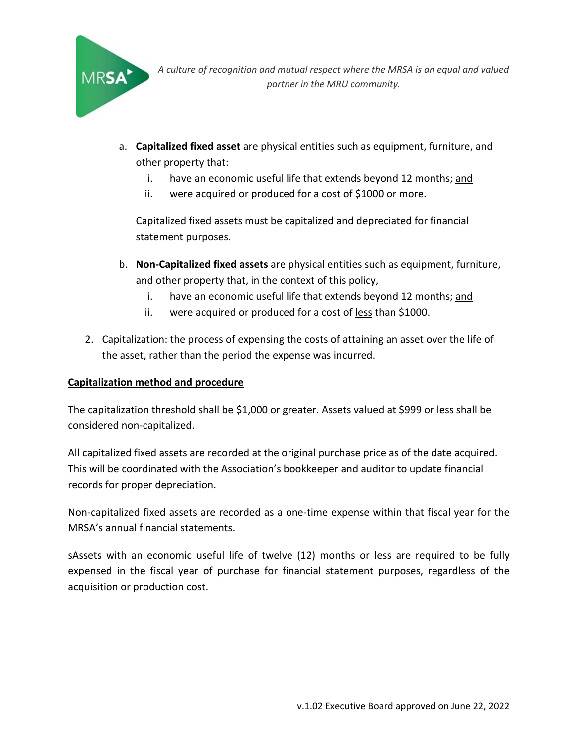a. **Capitalized fixed asset** are physical entities such as equipment, furniture, and other property that:
   i. have an economic useful life that extends beyond 12 months; <u>and</u>
   ii. were acquired or produced for a cost of $1000 or more.

   Capitalized fixed assets must be capitalized and depreciated for financial statement purposes.

b. **Non-Capitalized fixed assets** are physical entities such as equipment, furniture, and other property that, in the context of this policy,
   i. have an economic useful life that extends beyond 12 months; <u>and</u>
   ii. were acquired or produced for a cost of <u>less</u> than $1000.

2. Capitalization: the process of expensing the costs of attaining an asset over the life of the asset, rather than the period the expense was incurred.

**<u>Capitalization method and procedure</u>**

The capitalization threshold shall be $1,000 or greater. Assets valued at $999 or less shall be considered non-capitalized.

All capitalized fixed assets are recorded at the original purchase price as of the date acquired. This will be coordinated with the Association's bookkeeper and auditor to update financial records for proper depreciation.

Non-capitalized fixed assets are recorded as a one-time expense within that fiscal year for the MRSA's annual financial statements.

sAssets with an economic useful life of twelve (12) months or less are required to be fully expensed in the fiscal year of purchase for financial statement purposes, regardless of the acquisition or production cost.

v.1.02 Executive Board approved on June 22, 2022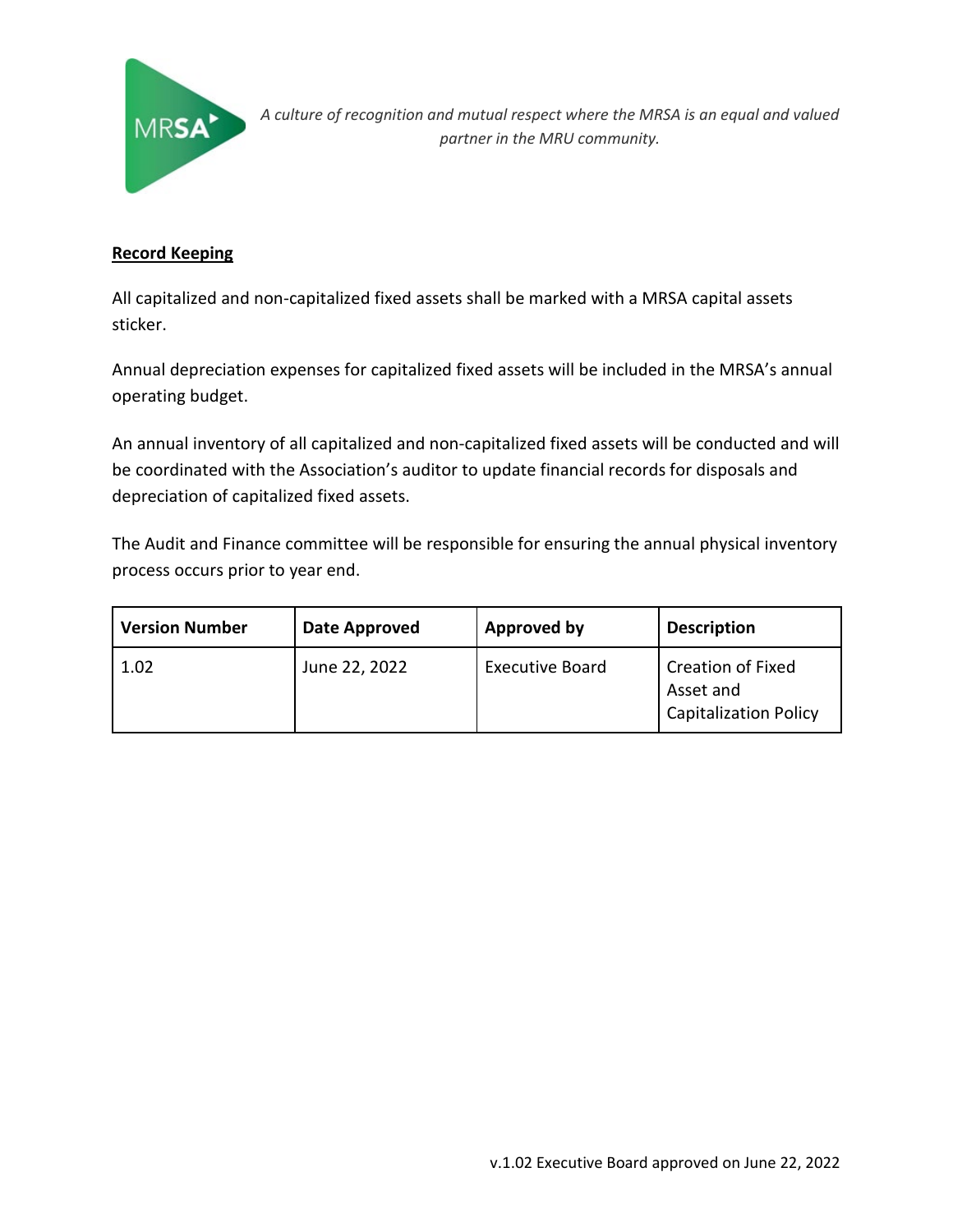*A culture of recognition and mutual respect where the MRSA is an equal and valued partner in the MRU community.*

## Record Keeping

All capitalized and non-capitalized fixed assets shall be marked with a MRSA capital assets sticker.

Annual depreciation expenses for capitalized fixed assets will be included in the MRSA's annual operating budget.

An annual inventory of all capitalized and non-capitalized fixed assets will be conducted and will be coordinated with the Association's auditor to update financial records for disposals and depreciation of capitalized fixed assets.

The Audit and Finance committee will be responsible for ensuring the annual physical inventory process occurs prior to year end.

| Version Number | Date Approved | Approved by | Description |
|---|---|---|---|
| 1.02 | June 22, 2022 | Executive Board | Creation of Fixed Asset and Capitalization Policy |